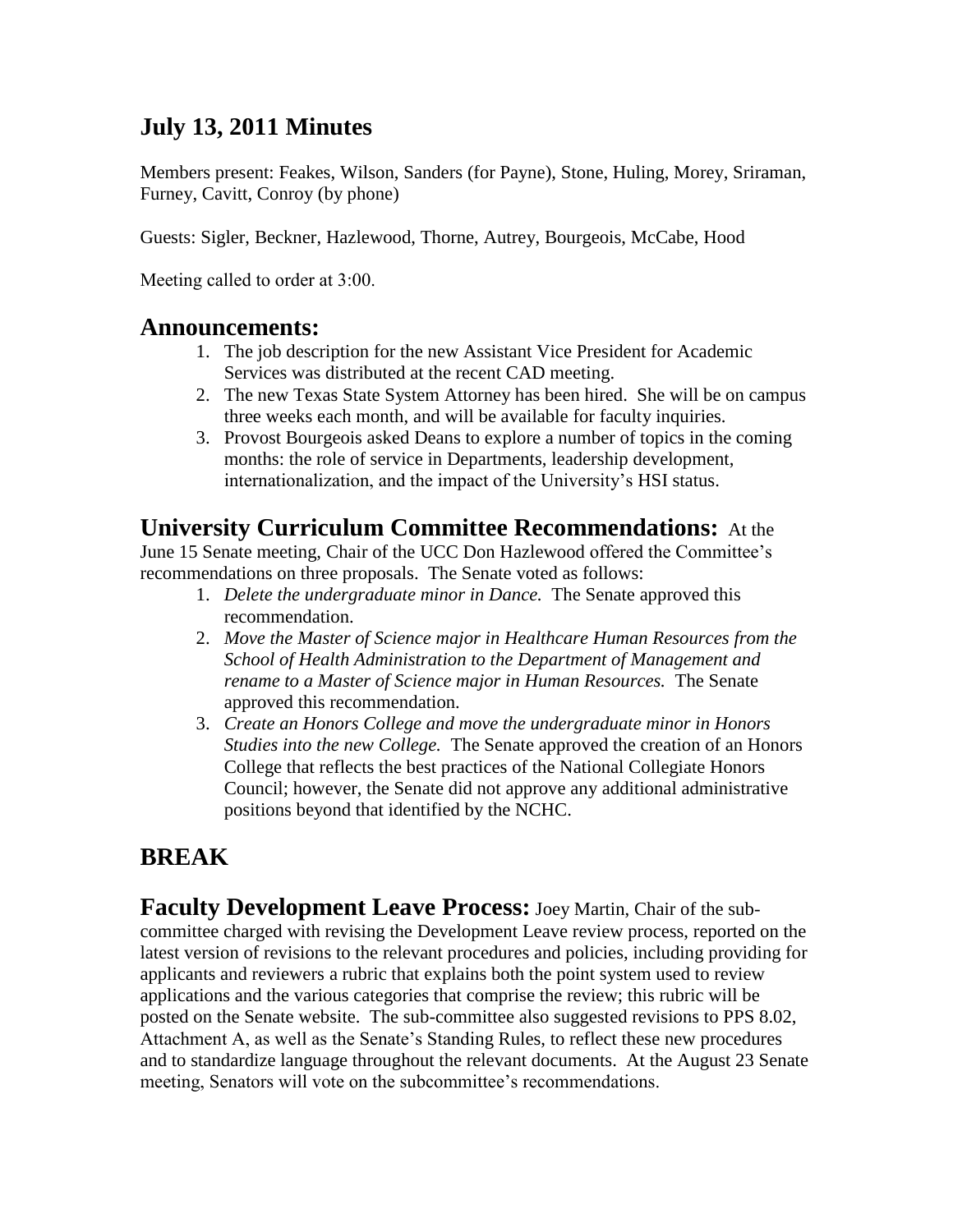## July 13, 2011 Minutes

Members present: Feakes, Wilson, Sanders (for Payne), Stone, Huling, Morey, Sriraman, Furney, Cavitt, Conroy (by phone)

Guests: Sigler, Beckner, Hazlewood, Thorne, Autrey, Bourgeois, McCabe, Hood

Meeting called to order at 3:00.

### Announcements:

1. The job description for the new Assistant Vice President for Academic Services was distributed at the recent CAD meeting.
2. The new Texas State System Attorney has been hired. She will be on campus three weeks each month, and will be available for faculty inquiries.
3. Provost Bourgeois asked Deans to explore a number of topics in the coming months: the role of service in Departments, leadership development, internationalization, and the impact of the University's HSI status.

**University Curriculum Committee Recommendations:** At the June 15 Senate meeting, Chair of the UCC Don Hazlewood offered the Committee's recommendations on three proposals. The Senate voted as follows:

1. *Delete the undergraduate minor in Dance.* The Senate approved this recommendation.
2. *Move the Master of Science major in Healthcare Human Resources from the School of Health Administration to the Department of Management and rename to a Master of Science major in Human Resources.* The Senate approved this recommendation.
3. *Create an Honors College and move the undergraduate minor in Honors Studies into the new College.* The Senate approved the creation of an Honors College that reflects the best practices of the National Collegiate Honors Council; however, the Senate did not approve any additional administrative positions beyond that identified by the NCHC.

## BREAK

**Faculty Development Leave Process:** Joey Martin, Chair of the sub-committee charged with revising the Development Leave review process, reported on the latest version of revisions to the relevant procedures and policies, including providing for applicants and reviewers a rubric that explains both the point system used to review applications and the various categories that comprise the review; this rubric will be posted on the Senate website. The sub-committee also suggested revisions to PPS 8.02, Attachment A, as well as the Senate's Standing Rules, to reflect these new procedures and to standardize language throughout the relevant documents. At the August 23 Senate meeting, Senators will vote on the subcommittee's recommendations.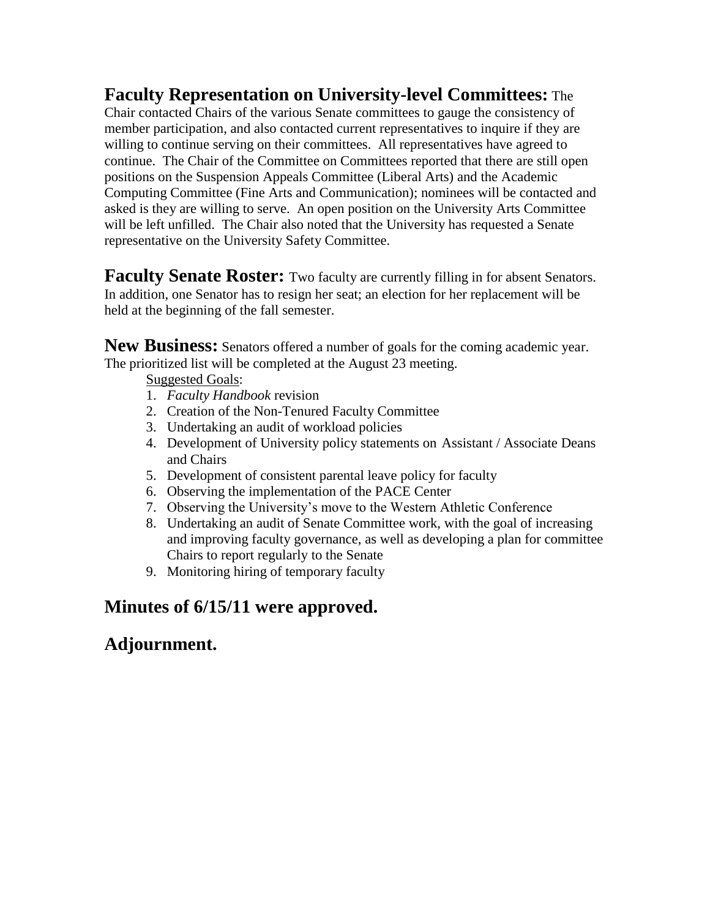**Faculty Representation on University-level Committees:** The Chair contacted Chairs of the various Senate committees to gauge the consistency of member participation, and also contacted current representatives to inquire if they are willing to continue serving on their committees. All representatives have agreed to continue. The Chair of the Committee on Committees reported that there are still open positions on the Suspension Appeals Committee (Liberal Arts) and the Academic Computing Committee (Fine Arts and Communication); nominees will be contacted and asked is they are willing to serve. An open position on the University Arts Committee will be left unfilled. The Chair also noted that the University has requested a Senate representative on the University Safety Committee.

**Faculty Senate Roster:** Two faculty are currently filling in for absent Senators. In addition, one Senator has to resign her seat; an election for her replacement will be held at the beginning of the fall semester.

**New Business:** Senators offered a number of goals for the coming academic year. The prioritized list will be completed at the August 23 meeting.

Suggested Goals:

1. *Faculty Handbook* revision
2. Creation of the Non-Tenured Faculty Committee
3. Undertaking an audit of workload policies
4. Development of University policy statements on Assistant / Associate Deans and Chairs
5. Development of consistent parental leave policy for faculty
6. Observing the implementation of the PACE Center
7. Observing the University's move to the Western Athletic Conference
8. Undertaking an audit of Senate Committee work, with the goal of increasing and improving faculty governance, as well as developing a plan for committee Chairs to report regularly to the Senate
9. Monitoring hiring of temporary faculty

## Minutes of 6/15/11 were approved.

## Adjournment.